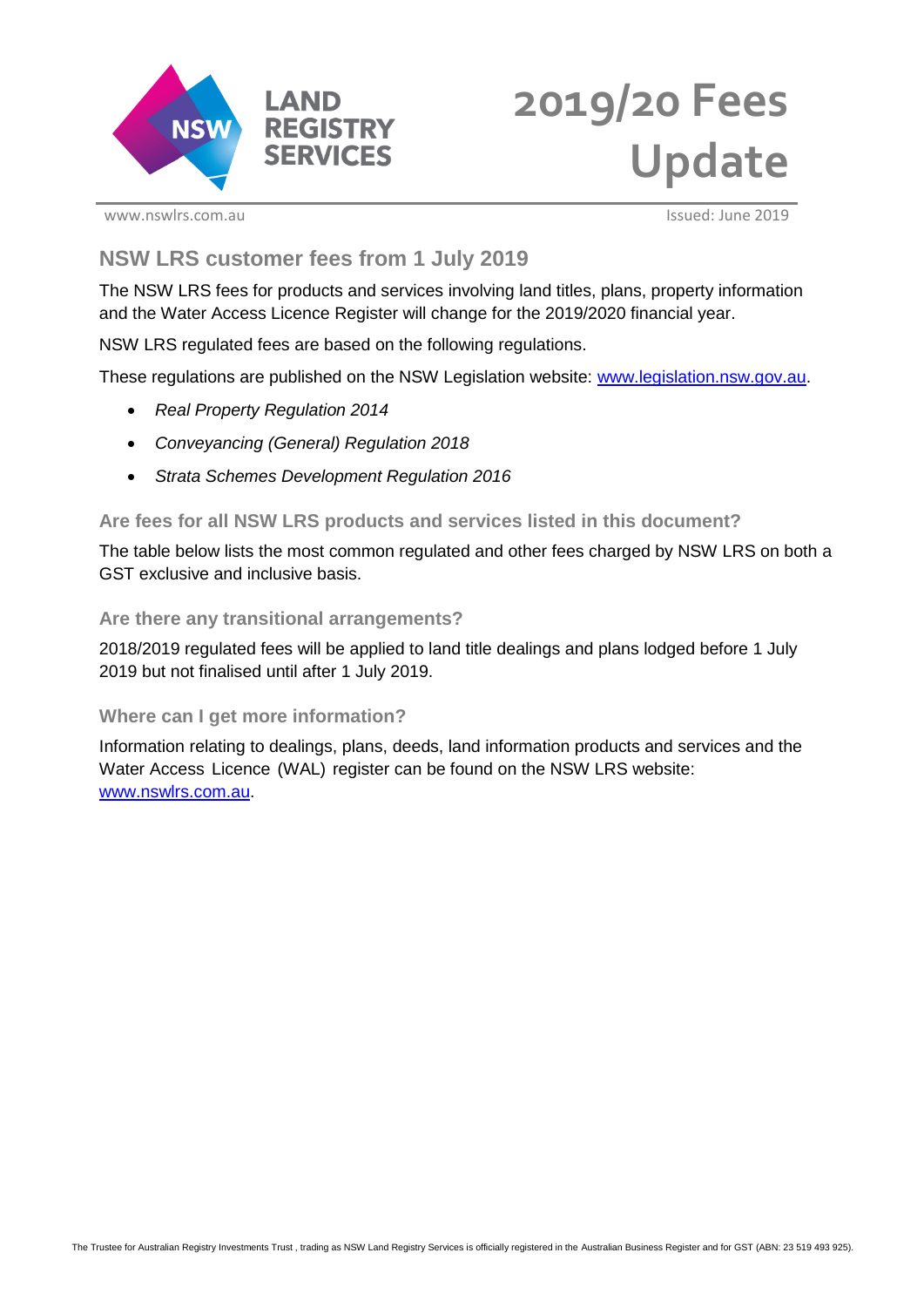# 2019/20 Fees Update

www.nswlrs.com.au

Issued: June 2019

## NSW LRS customer fees from 1 July 2019

The NSW LRS fees for products and services involving land titles, plans, property information and the Water Access Licence Register will change for the 2019/2020 financial year.

NSW LRS regulated fees are based on the following regulations.

These regulations are published on the NSW Legislation website: [www.legislation.nsw.gov.au](http://www.legislation.nsw.gov.au).

- *Real Property Regulation 2014*
- *Conveyancing (General) Regulation 2018*
- *Strata Schemes Development Regulation 2016*

### Are fees for all NSW LRS products and services listed in this document?

The table below lists the most common regulated and other fees charged by NSW LRS on both a GST exclusive and inclusive basis.

### Are there any transitional arrangements?

2018/2019 regulated fees will be applied to land title dealings and plans lodged before 1 July 2019 but not finalised until after 1 July 2019.

### Where can I get more information?

Information relating to dealings, plans, deeds, land information products and services and the Water Access Licence (WAL) register can be found on the NSW LRS website: [www.nswlrs.com.au](http://www.nswlrs.com.au).

The Trustee for Australian Registry Investments Trust , trading as NSW Land Registry Services is officially registered in the Australian Business Register and for GST (ABN: 23 519 493 925).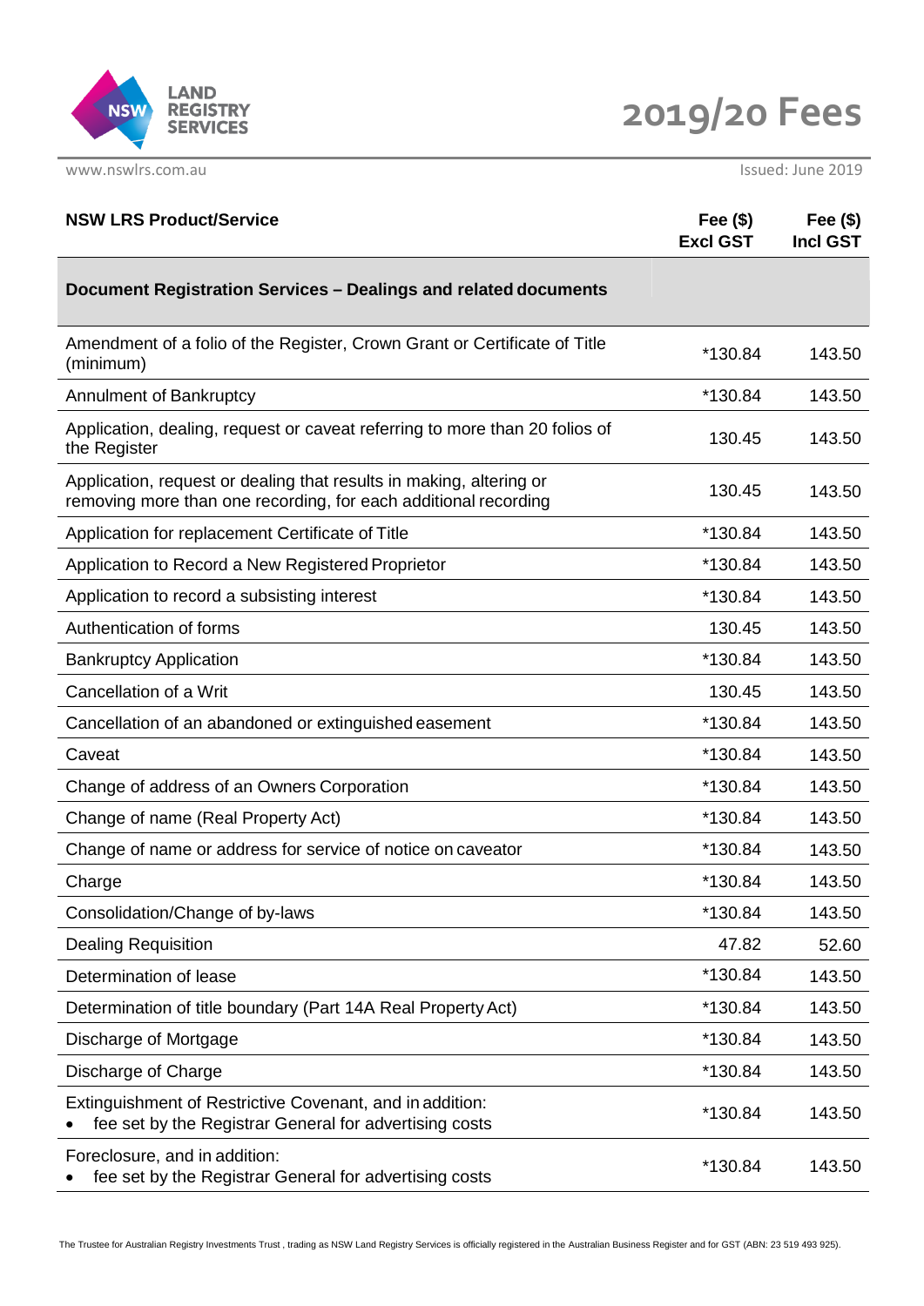# 2019/20 Fees

www.nswlrs.com.au

Issued: June 2019

| NSW LRS Product/Service | Fee ($) Excl GST | Fee ($) Incl GST |
|---|---|---|
| **Document Registration Services – Dealings and related documents** | | |
| Amendment of a folio of the Register, Crown Grant or Certificate of Title (minimum) | *130.84 | 143.50 |
| Annulment of Bankruptcy | *130.84 | 143.50 |
| Application, dealing, request or caveat referring to more than 20 folios of the Register | 130.45 | 143.50 |
| Application, request or dealing that results in making, altering or removing more than one recording, for each additional recording | 130.45 | 143.50 |
| Application for replacement Certificate of Title | *130.84 | 143.50 |
| Application to Record a New Registered Proprietor | *130.84 | 143.50 |
| Application to record a subsisting interest | *130.84 | 143.50 |
| Authentication of forms | 130.45 | 143.50 |
| Bankruptcy Application | *130.84 | 143.50 |
| Cancellation of a Writ | 130.45 | 143.50 |
| Cancellation of an abandoned or extinguished easement | *130.84 | 143.50 |
| Caveat | *130.84 | 143.50 |
| Change of address of an Owners Corporation | *130.84 | 143.50 |
| Change of name (Real Property Act) | *130.84 | 143.50 |
| Change of name or address for service of notice on caveator | *130.84 | 143.50 |
| Charge | *130.84 | 143.50 |
| Consolidation/Change of by-laws | *130.84 | 143.50 |
| Dealing Requisition | 47.82 | 52.60 |
| Determination of lease | *130.84 | 143.50 |
| Determination of title boundary (Part 14A Real Property Act) | *130.84 | 143.50 |
| Discharge of Mortgage | *130.84 | 143.50 |
| Discharge of Charge | *130.84 | 143.50 |
| Extinguishment of Restrictive Covenant, and in addition:<br>• fee set by the Registrar General for advertising costs | *130.84 | 143.50 |
| Foreclosure, and in addition:<br>• fee set by the Registrar General for advertising costs | *130.84 | 143.50 |

The Trustee for Australian Registry Investments Trust , trading as NSW Land Registry Services is officially registered in the Australian Business Register and for GST (ABN: 23 519 493 925).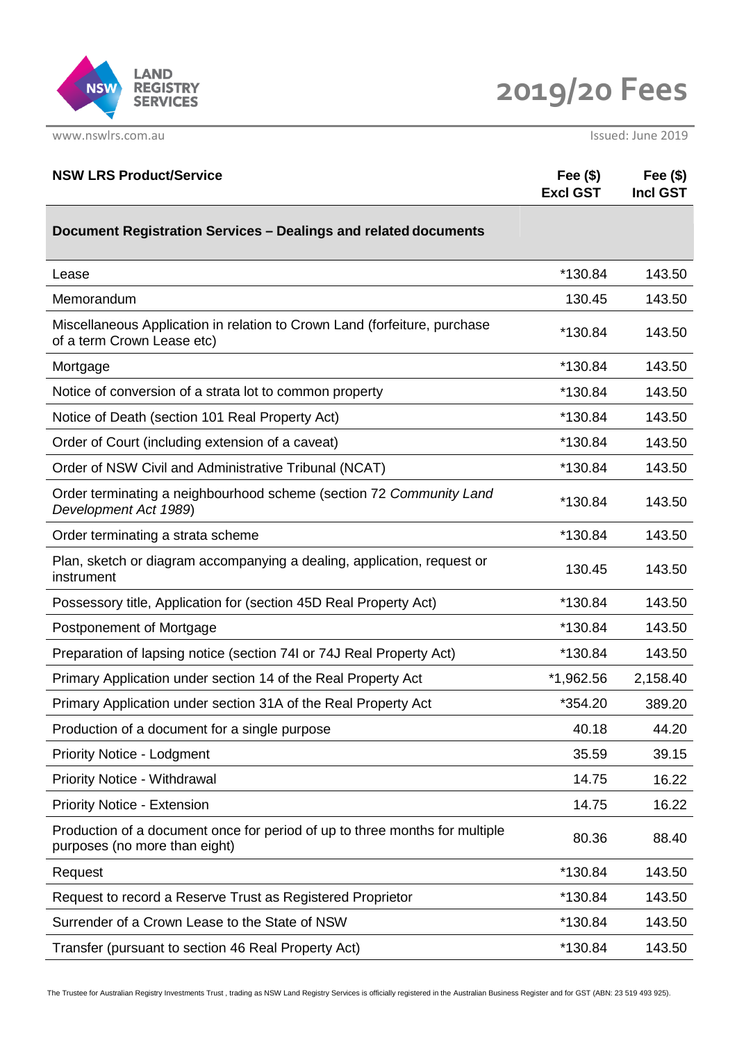# 2019/20 Fees

www.nswlrs.com.au

Issued: June 2019

| NSW LRS Product/Service | Fee ($) Excl GST | Fee ($) Incl GST |
|---|---|---|
| **Document Registration Services – Dealings and related documents** | | |
| Lease | *130.84 | 143.50 |
| Memorandum | 130.45 | 143.50 |
| Miscellaneous Application in relation to Crown Land (forfeiture, purchase of a term Crown Lease etc) | *130.84 | 143.50 |
| Mortgage | *130.84 | 143.50 |
| Notice of conversion of a strata lot to common property | *130.84 | 143.50 |
| Notice of Death (section 101 Real Property Act) | *130.84 | 143.50 |
| Order of Court (including extension of a caveat) | *130.84 | 143.50 |
| Order of NSW Civil and Administrative Tribunal (NCAT) | *130.84 | 143.50 |
| Order terminating a neighbourhood scheme (section 72 *Community Land Development Act 1989*) | *130.84 | 143.50 |
| Order terminating a strata scheme | *130.84 | 143.50 |
| Plan, sketch or diagram accompanying a dealing, application, request or instrument | 130.45 | 143.50 |
| Possessory title, Application for (section 45D Real Property Act) | *130.84 | 143.50 |
| Postponement of Mortgage | *130.84 | 143.50 |
| Preparation of lapsing notice (section 74I or 74J Real Property Act) | *130.84 | 143.50 |
| Primary Application under section 14 of the Real Property Act | *1,962.56 | 2,158.40 |
| Primary Application under section 31A of the Real Property Act | *354.20 | 389.20 |
| Production of a document for a single purpose | 40.18 | 44.20 |
| Priority Notice - Lodgment | 35.59 | 39.15 |
| Priority Notice - Withdrawal | 14.75 | 16.22 |
| Priority Notice - Extension | 14.75 | 16.22 |
| Production of a document once for period of up to three months for multiple purposes (no more than eight) | 80.36 | 88.40 |
| Request | *130.84 | 143.50 |
| Request to record a Reserve Trust as Registered Proprietor | *130.84 | 143.50 |
| Surrender of a Crown Lease to the State of NSW | *130.84 | 143.50 |
| Transfer (pursuant to section 46 Real Property Act) | *130.84 | 143.50 |

The Trustee for Australian Registry Investments Trust , trading as NSW Land Registry Services is officially registered in the Australian Business Register and for GST (ABN: 23 519 493 925).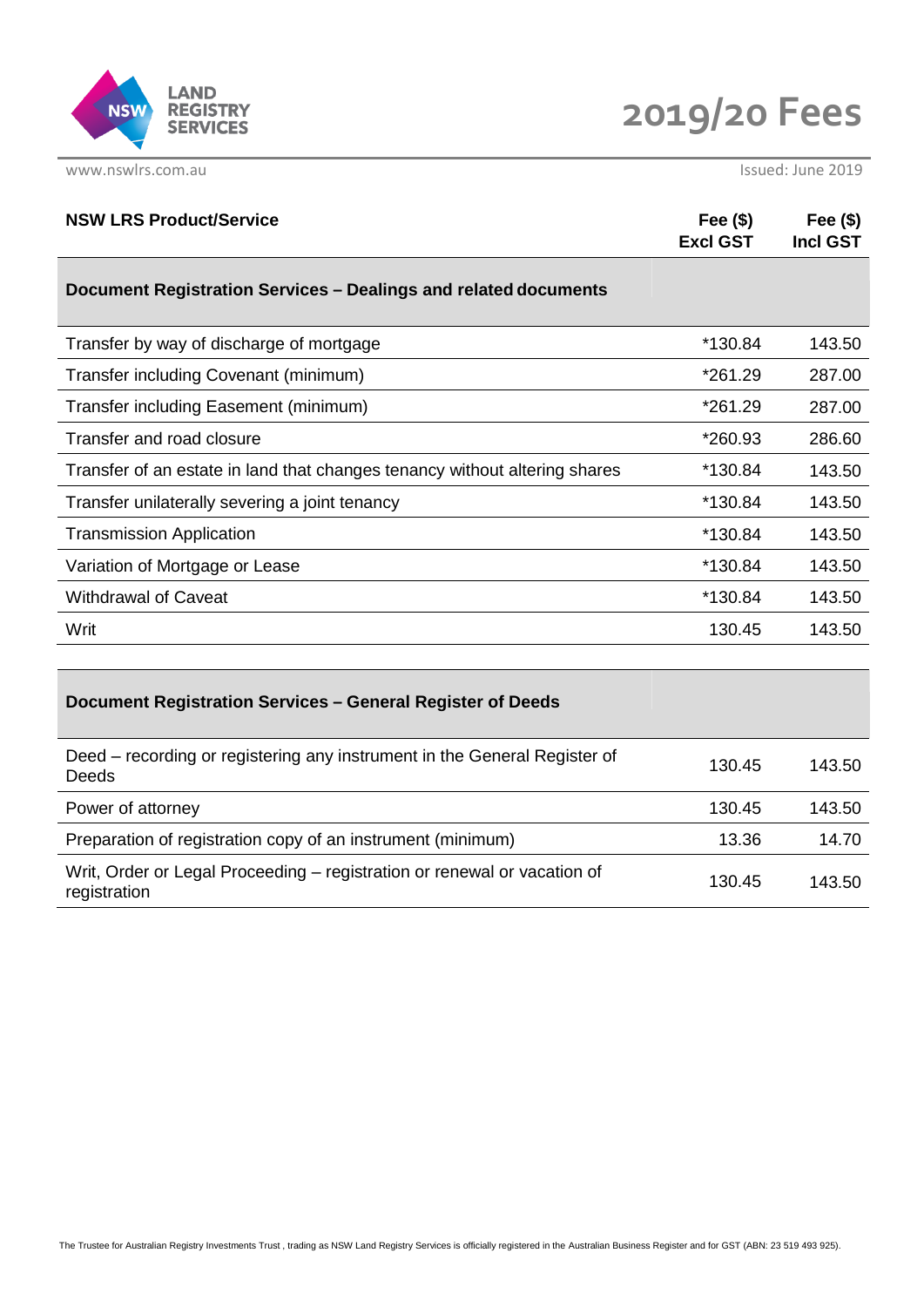# 2019/20 Fees

Issued: June 2019

| NSW LRS Product/Service | Fee ($) Excl GST | Fee ($) Incl GST |
|---|---|---|
| **Document Registration Services – Dealings and related documents** | | |
| Transfer by way of discharge of mortgage | *130.84 | 143.50 |
| Transfer including Covenant (minimum) | *261.29 | 287.00 |
| Transfer including Easement (minimum) | *261.29 | 287.00 |
| Transfer and road closure | *260.93 | 286.60 |
| Transfer of an estate in land that changes tenancy without altering shares | *130.84 | 143.50 |
| Transfer unilaterally severing a joint tenancy | *130.84 | 143.50 |
| Transmission Application | *130.84 | 143.50 |
| Variation of Mortgage or Lease | *130.84 | 143.50 |
| Withdrawal of Caveat | *130.84 | 143.50 |
| Writ | 130.45 | 143.50 |
| **Document Registration Services – General Register of Deeds** | | |
| Deed – recording or registering any instrument in the General Register of Deeds | 130.45 | 143.50 |
| Power of attorney | 130.45 | 143.50 |
| Preparation of registration copy of an instrument (minimum) | 13.36 | 14.70 |
| Writ, Order or Legal Proceeding – registration or renewal or vacation of registration | 130.45 | 143.50 |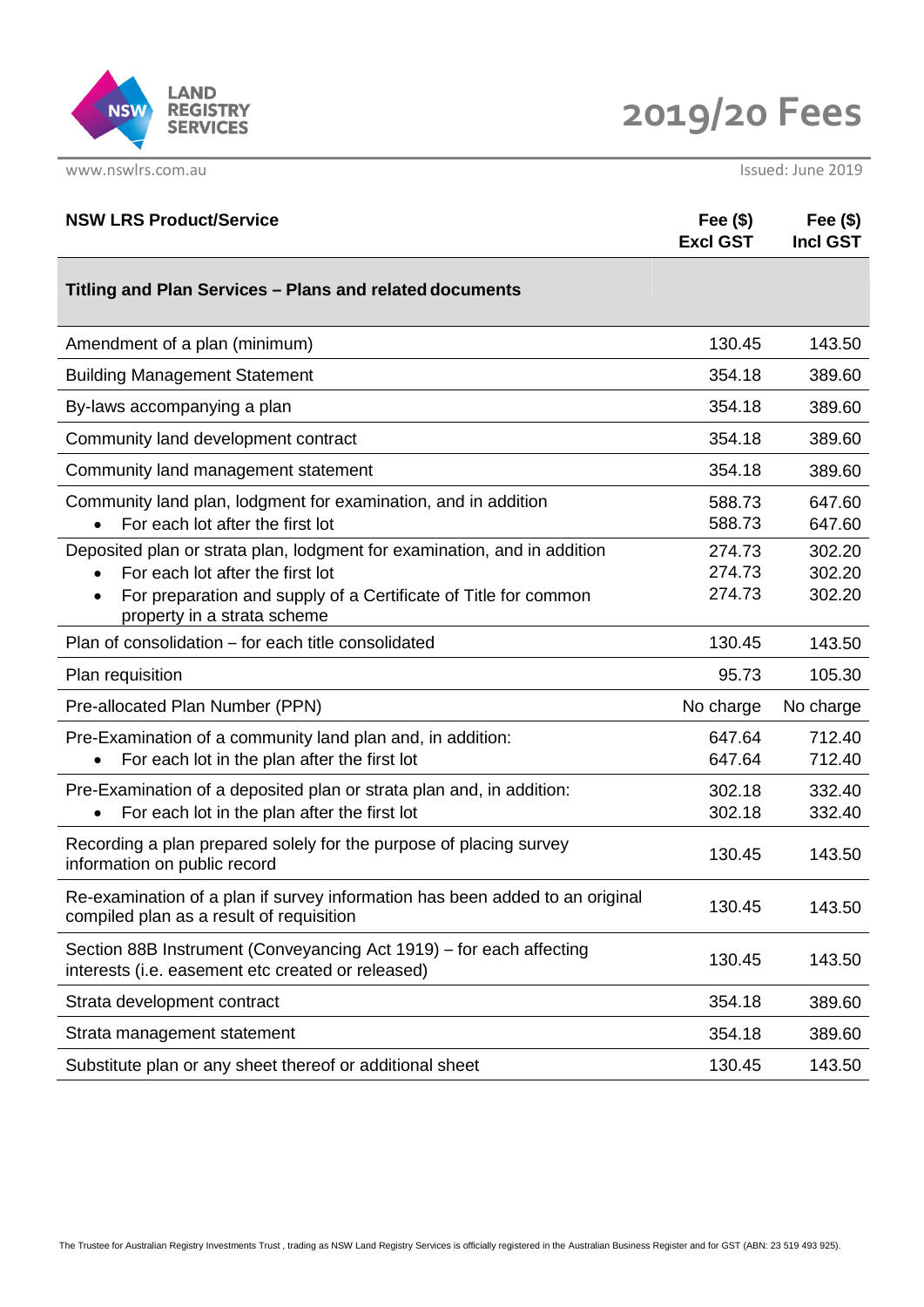# 2019/20 Fees

www.nswlrs.com.au

Issued: June 2019

| NSW LRS Product/Service | Fee ($) Excl GST | Fee ($) Incl GST |
|---|---|---|
| **Titling and Plan Services – Plans and related documents** | | |
| Amendment of a plan (minimum) | 130.45 | 143.50 |
| Building Management Statement | 354.18 | 389.60 |
| By-laws accompanying a plan | 354.18 | 389.60 |
| Community land development contract | 354.18 | 389.60 |
| Community land management statement | 354.18 | 389.60 |
| Community land plan, lodgment for examination, and in addition | 588.73 | 647.60 |
| • For each lot after the first lot | 588.73 | 647.60 |
| Deposited plan or strata plan, lodgment for examination, and in addition | 274.73 | 302.20 |
| • For each lot after the first lot | 274.73 | 302.20 |
| • For preparation and supply of a Certificate of Title for common property in a strata scheme | 274.73 | 302.20 |
| Plan of consolidation – for each title consolidated | 130.45 | 143.50 |
| Plan requisition | 95.73 | 105.30 |
| Pre-allocated Plan Number (PPN) | No charge | No charge |
| Pre-Examination of a community land plan and, in addition: | 647.64 | 712.40 |
| • For each lot in the plan after the first lot | 647.64 | 712.40 |
| Pre-Examination of a deposited plan or strata plan and, in addition: | 302.18 | 332.40 |
| • For each lot in the plan after the first lot | 302.18 | 332.40 |
| Recording a plan prepared solely for the purpose of placing survey information on public record | 130.45 | 143.50 |
| Re-examination of a plan if survey information has been added to an original compiled plan as a result of requisition | 130.45 | 143.50 |
| Section 88B Instrument (Conveyancing Act 1919) – for each affecting interests (i.e. easement etc created or released) | 130.45 | 143.50 |
| Strata development contract | 354.18 | 389.60 |
| Strata management statement | 354.18 | 389.60 |
| Substitute plan or any sheet thereof or additional sheet | 130.45 | 143.50 |

The Trustee for Australian Registry Investments Trust , trading as NSW Land Registry Services is officially registered in the Australian Business Register and for GST (ABN: 23 519 493 925).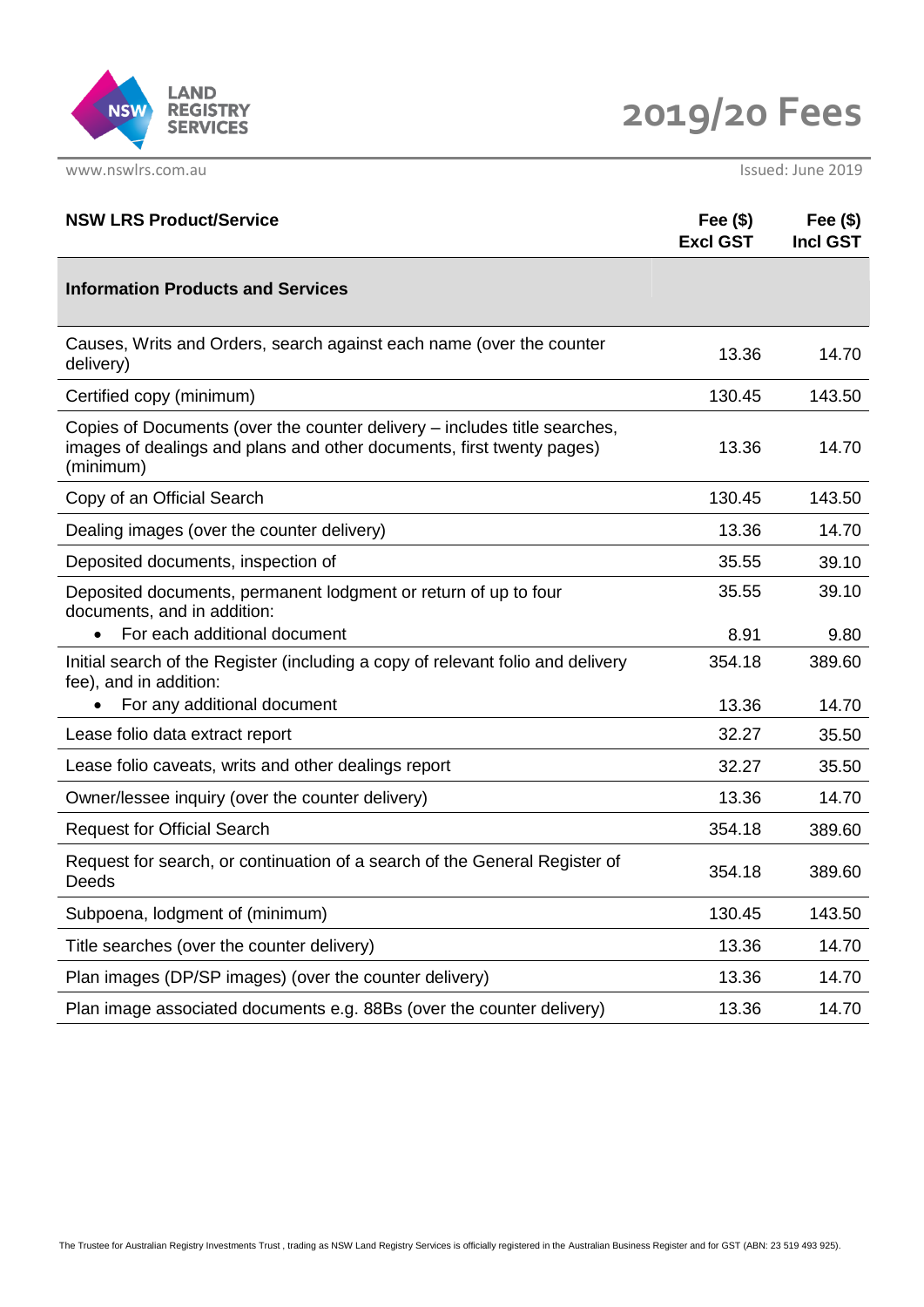# 2019/20 Fees

www.nswlrs.com.au

Issued: June 2019

| NSW LRS Product/Service | Fee ($) Excl GST | Fee ($) Incl GST |
|---|---|---|
| **Information Products and Services** | | |
| Causes, Writs and Orders, search against each name (over the counter delivery) | 13.36 | 14.70 |
| Certified copy (minimum) | 130.45 | 143.50 |
| Copies of Documents (over the counter delivery – includes title searches, images of dealings and plans and other documents, first twenty pages) (minimum) | 13.36 | 14.70 |
| Copy of an Official Search | 130.45 | 143.50 |
| Dealing images (over the counter delivery) | 13.36 | 14.70 |
| Deposited documents, inspection of | 35.55 | 39.10 |
| Deposited documents, permanent lodgment or return of up to four documents, and in addition: | 35.55 | 39.10 |
| • For each additional document | 8.91 | 9.80 |
| Initial search of the Register (including a copy of relevant folio and delivery fee), and in addition: | 354.18 | 389.60 |
| • For any additional document | 13.36 | 14.70 |
| Lease folio data extract report | 32.27 | 35.50 |
| Lease folio caveats, writs and other dealings report | 32.27 | 35.50 |
| Owner/lessee inquiry (over the counter delivery) | 13.36 | 14.70 |
| Request for Official Search | 354.18 | 389.60 |
| Request for search, or continuation of a search of the General Register of Deeds | 354.18 | 389.60 |
| Subpoena, lodgment of (minimum) | 130.45 | 143.50 |
| Title searches (over the counter delivery) | 13.36 | 14.70 |
| Plan images (DP/SP images) (over the counter delivery) | 13.36 | 14.70 |
| Plan image associated documents e.g. 88Bs (over the counter delivery) | 13.36 | 14.70 |

The Trustee for Australian Registry Investments Trust , trading as NSW Land Registry Services is officially registered in the Australian Business Register and for GST (ABN: 23 519 493 925).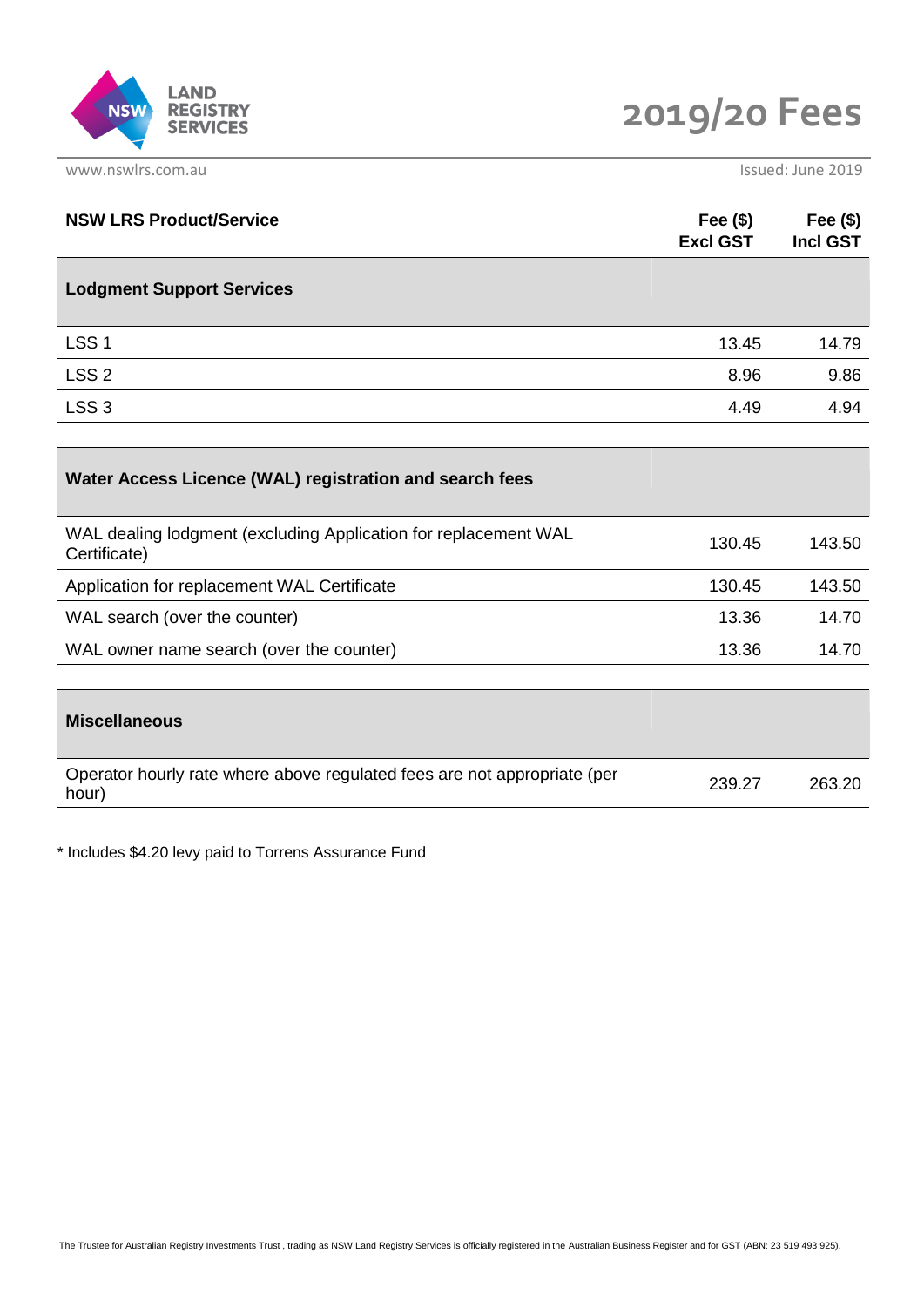# 2019/20 Fees

www.nswlrs.com.au

Issued: June 2019

| NSW LRS Product/Service | Fee ($) Excl GST | Fee ($) Incl GST |
|---|---|---|
| **Lodgment Support Services** | | |
| LSS 1 | 13.45 | 14.79 |
| LSS 2 | 8.96 | 9.86 |
| LSS 3 | 4.49 | 4.94 |
| **Water Access Licence (WAL) registration and search fees** | | |
| WAL dealing lodgment (excluding Application for replacement WAL Certificate) | 130.45 | 143.50 |
| Application for replacement WAL Certificate | 130.45 | 143.50 |
| WAL search (over the counter) | 13.36 | 14.70 |
| WAL owner name search (over the counter) | 13.36 | 14.70 |
| **Miscellaneous** | | |
| Operator hourly rate where above regulated fees are not appropriate (per hour) | 239.27 | 263.20 |

* Includes $4.20 levy paid to Torrens Assurance Fund

The Trustee for Australian Registry Investments Trust , trading as NSW Land Registry Services is officially registered in the Australian Business Register and for GST (ABN: 23 519 493 925).